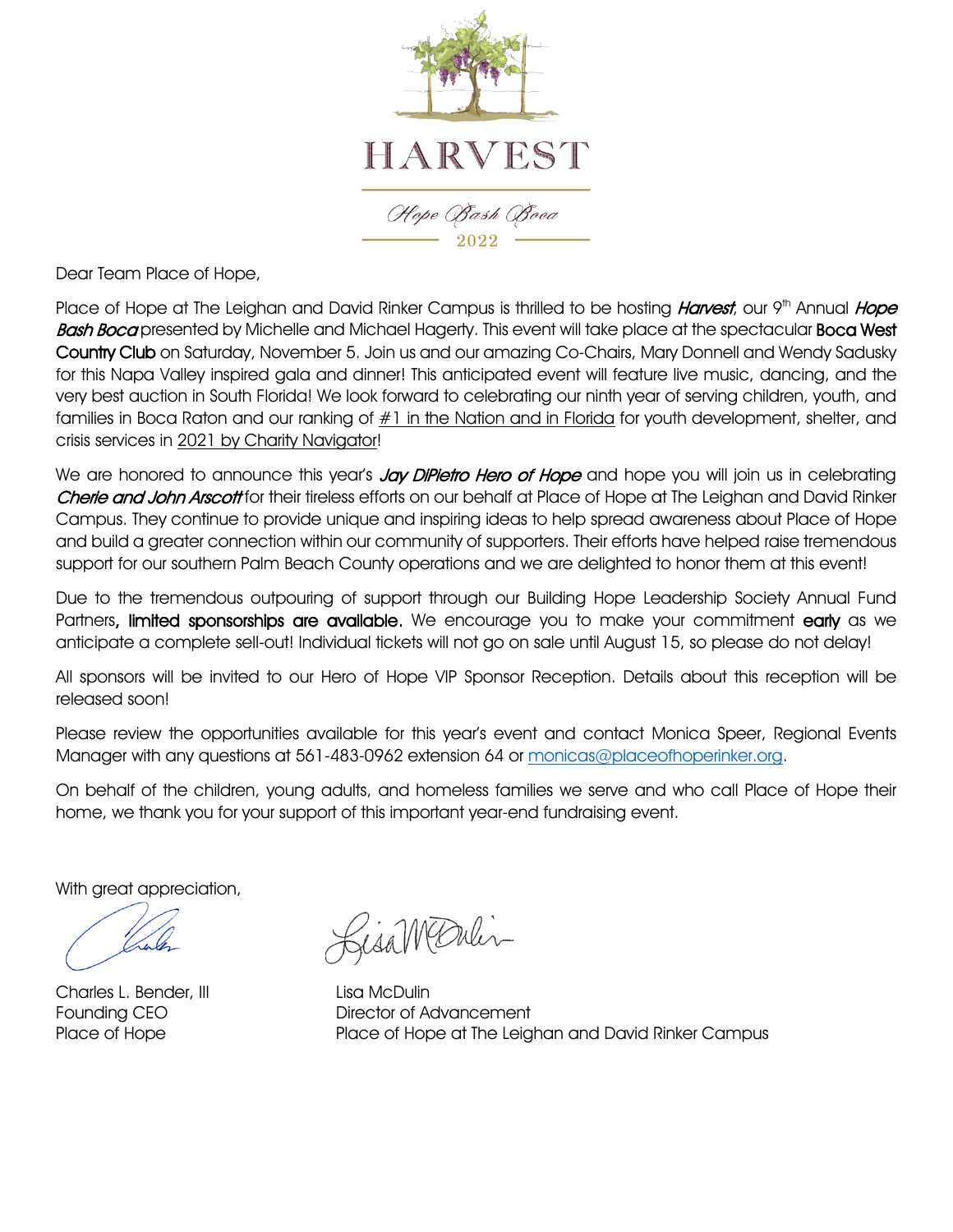# HARVEST

*Hope Bash Boca*

2022

Dear Team Place of Hope,

Place of Hope at The Leighan and David Rinker Campus is thrilled to be hosting ***Harvest***, our 9th Annual ***Hope Bash Boca*** presented by Michelle and Michael Hagerty. This event will take place at the spectacular **Boca West Country Club** on Saturday, November 5. Join us and our amazing Co-Chairs, Mary Donnell and Wendy Sadusky for this Napa Valley inspired gala and dinner! This anticipated event will feature live music, dancing, and the very best auction in South Florida! We look forward to celebrating our ninth year of serving children, youth, and families in Boca Raton and our ranking of #1 in the Nation and in Florida for youth development, shelter, and crisis services in 2021 by Charity Navigator!

We are honored to announce this year's ***Jay DiPietro Hero of Hope*** and hope you will join us in celebrating ***Cherie and John Arscott*** for their tireless efforts on our behalf at Place of Hope at The Leighan and David Rinker Campus. They continue to provide unique and inspiring ideas to help spread awareness about Place of Hope and build a greater connection within our community of supporters. Their efforts have helped raise tremendous support for our southern Palm Beach County operations and we are delighted to honor them at this event!

Due to the tremendous outpouring of support through our Building Hope Leadership Society Annual Fund Partners**, limited sponsorships are available.** We encourage you to make your commitment **early** as we anticipate a complete sell-out! Individual tickets will not go on sale until August 15, so please do not delay!

All sponsors will be invited to our Hero of Hope VIP Sponsor Reception. Details about this reception will be released soon!

Please review the opportunities available for this year's event and contact Monica Speer, Regional Events Manager with any questions at 561-483-0962 extension 64 or monicas@placeofhoperinker.org.

On behalf of the children, young adults, and homeless families we serve and who call Place of Hope their home, we thank you for your support of this important year-end fundraising event.

With great appreciation,

Charles L. Bender, III
Founding CEO
Place of Hope

Lisa McDulin
Director of Advancement
Place of Hope at The Leighan and David Rinker Campus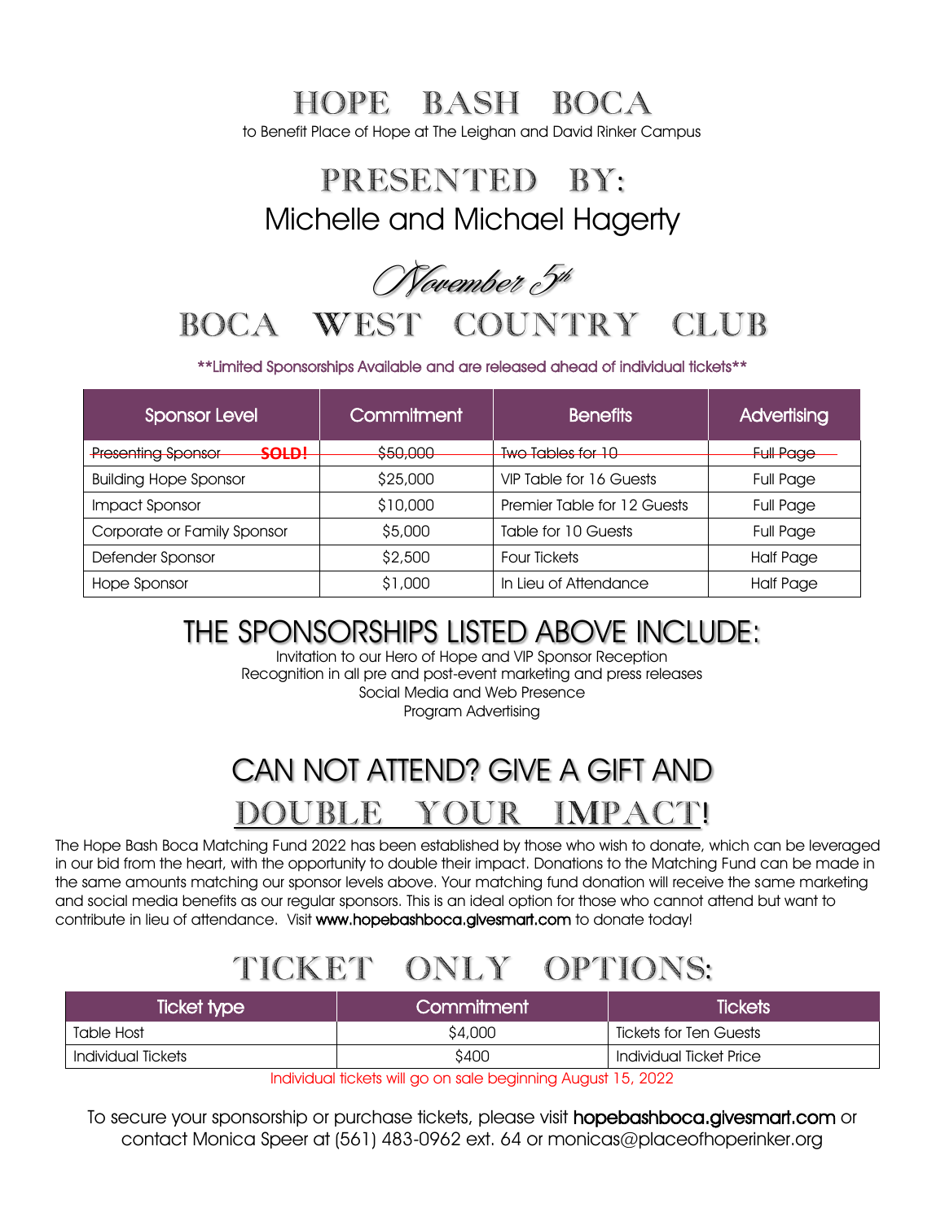# HOPE BASH BOCA

to Benefit Place of Hope at The Leighan and David Rinker Campus

## PRESENTED BY:

Michelle and Michael Hagerty

*November 5th*

## BOCA WEST COUNTRY CLUB

**Limited Sponsorships Available and are released ahead of individual tickets**

| Sponsor Level | Commitment | Benefits | Advertising |
|---|---|---|---|
| ~~Presenting Sponsor~~ **SOLD!** | ~~$50,000~~ | ~~Two Tables for 10~~ | ~~Full Page~~ |
| Building Hope Sponsor | $25,000 | VIP Table for 16 Guests | Full Page |
| Impact Sponsor | $10,000 | Premier Table for 12 Guests | Full Page |
| Corporate or Family Sponsor | $5,000 | Table for 10 Guests | Full Page |
| Defender Sponsor | $2,500 | Four Tickets | Half Page |
| Hope Sponsor | $1,000 | In Lieu of Attendance | Half Page |

## THE SPONSORSHIPS LISTED ABOVE INCLUDE:

Invitation to our Hero of Hope and VIP Sponsor Reception
Recognition in all pre and post-event marketing and press releases
Social Media and Web Presence
Program Advertising

## CAN NOT ATTEND? GIVE A GIFT AND DOUBLE YOUR IMPACT!

The Hope Bash Boca Matching Fund 2022 has been established by those who wish to donate, which can be leveraged in our bid from the heart, with the opportunity to double their impact. Donations to the Matching Fund can be made in the same amounts matching our sponsor levels above. Your matching fund donation will receive the same marketing and social media benefits as our regular sponsors. This is an ideal option for those who cannot attend but want to contribute in lieu of attendance. Visit **www.hopebashboca.givesmart.com** to donate today!

## TICKET ONLY OPTIONS:

| Ticket type | Commitment | Tickets |
|---|---|---|
| Table Host | $4,000 | Tickets for Ten Guests |
| Individual Tickets | $400 | Individual Ticket Price |

Individual tickets will go on sale beginning August 15, 2022

To secure your sponsorship or purchase tickets, please visit **hopebashboca.givesmart.com** or contact Monica Speer at (561) 483-0962 ext. 64 or monicas@placeofhoperinker.org